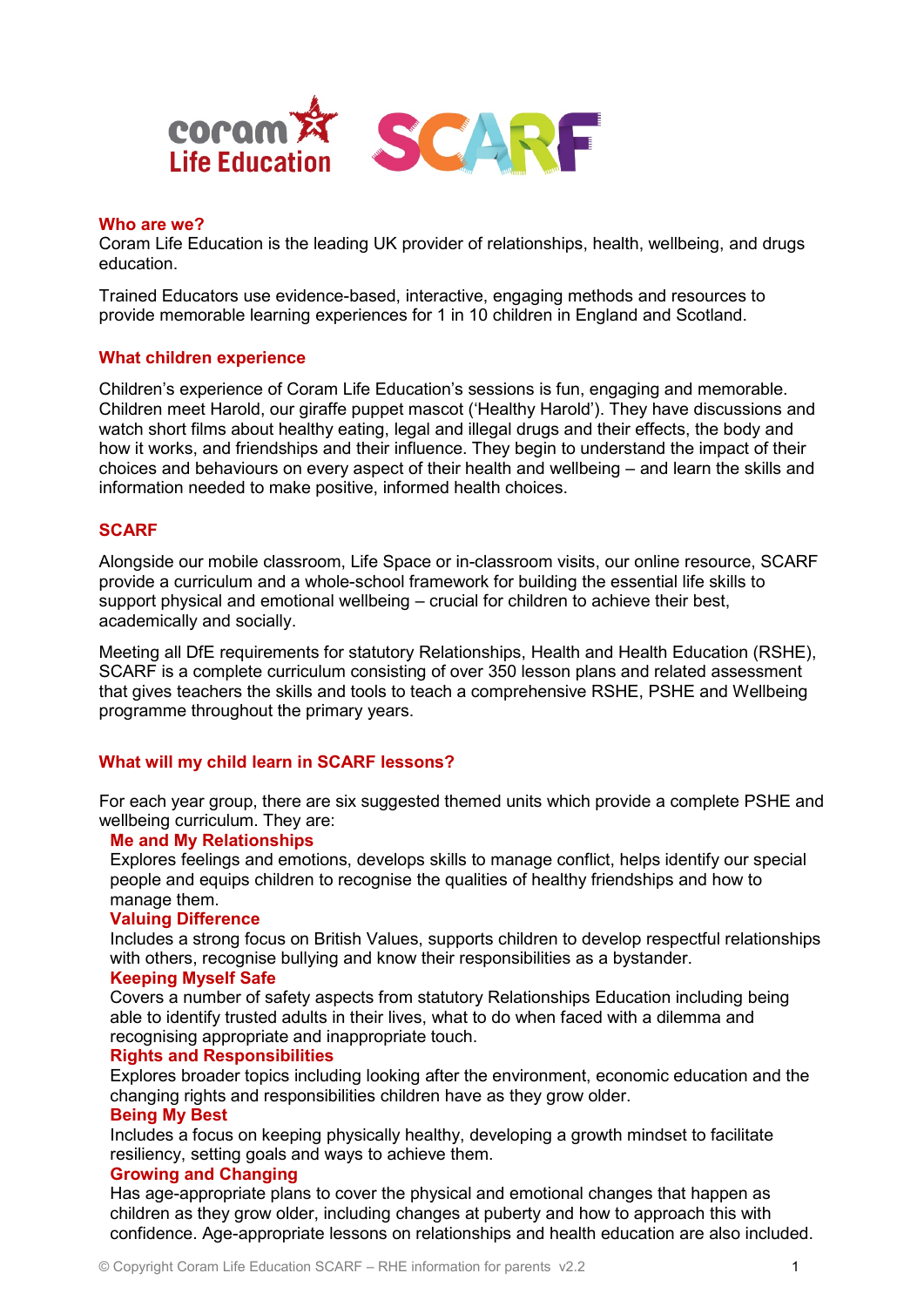## Who are we?

Coram Life Education is the leading UK provider of relationships, health, wellbeing, and drugs education.

Trained Educators use evidence-based, interactive, engaging methods and resources to provide memorable learning experiences for 1 in 10 children in England and Scotland.

## What children experience

Children's experience of Coram Life Education's sessions is fun, engaging and memorable. Children meet Harold, our giraffe puppet mascot ('Healthy Harold'). They have discussions and watch short films about healthy eating, legal and illegal drugs and their effects, the body and how it works, and friendships and their influence. They begin to understand the impact of their choices and behaviours on every aspect of their health and wellbeing – and learn the skills and information needed to make positive, informed health choices.

## SCARF

Alongside our mobile classroom, Life Space or in-classroom visits, our online resource, SCARF provide a curriculum and a whole-school framework for building the essential life skills to support physical and emotional wellbeing – crucial for children to achieve their best, academically and socially.

Meeting all DfE requirements for statutory Relationships, Health and Health Education (RSHE), SCARF is a complete curriculum consisting of over 350 lesson plans and related assessment that gives teachers the skills and tools to teach a comprehensive RSHE, PSHE and Wellbeing programme throughout the primary years.

## What will my child learn in SCARF lessons?

For each year group, there are six suggested themed units which provide a complete PSHE and wellbeing curriculum. They are:

### Me and My Relationships

Explores feelings and emotions, develops skills to manage conflict, helps identify our special people and equips children to recognise the qualities of healthy friendships and how to manage them.

### Valuing Difference

Includes a strong focus on British Values, supports children to develop respectful relationships with others, recognise bullying and know their responsibilities as a bystander.

### Keeping Myself Safe

Covers a number of safety aspects from statutory Relationships Education including being able to identify trusted adults in their lives, what to do when faced with a dilemma and recognising appropriate and inappropriate touch.

### Rights and Responsibilities

Explores broader topics including looking after the environment, economic education and the changing rights and responsibilities children have as they grow older.

### Being My Best

Includes a focus on keeping physically healthy, developing a growth mindset to facilitate resiliency, setting goals and ways to achieve them.

### Growing and Changing

Has age-appropriate plans to cover the physical and emotional changes that happen as children as they grow older, including changes at puberty and how to approach this with confidence. Age-appropriate lessons on relationships and health education are also included.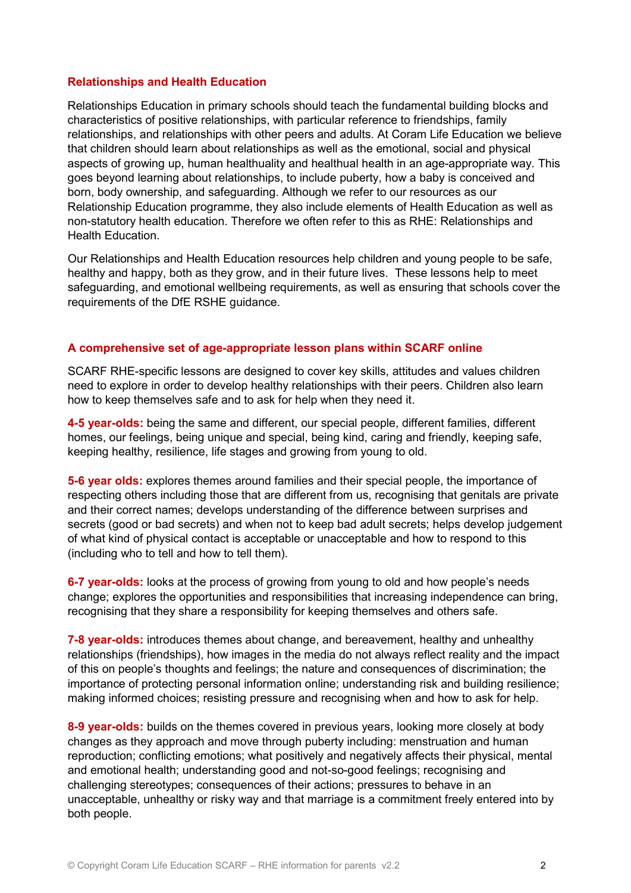## Relationships and Health Education

Relationships Education in primary schools should teach the fundamental building blocks and characteristics of positive relationships, with particular reference to friendships, family relationships, and relationships with other peers and adults. At Coram Life Education we believe that children should learn about relationships as well as the emotional, social and physical aspects of growing up, human healthuality and healthual health in an age-appropriate way. This goes beyond learning about relationships, to include puberty, how a baby is conceived and born, body ownership, and safeguarding. Although we refer to our resources as our Relationship Education programme, they also include elements of Health Education as well as non-statutory health education. Therefore we often refer to this as RHE: Relationships and Health Education.

Our Relationships and Health Education resources help children and young people to be safe, healthy and happy, both as they grow, and in their future lives. These lessons help to meet safeguarding, and emotional wellbeing requirements, as well as ensuring that schools cover the requirements of the DfE RSHE guidance.

## A comprehensive set of age-appropriate lesson plans within SCARF online

SCARF RHE-specific lessons are designed to cover key skills, attitudes and values children need to explore in order to develop healthy relationships with their peers. Children also learn how to keep themselves safe and to ask for help when they need it.

**4-5 year-olds:** being the same and different, our special people, different families, different homes, our feelings, being unique and special, being kind, caring and friendly, keeping safe, keeping healthy, resilience, life stages and growing from young to old.

**5-6 year olds:** explores themes around families and their special people, the importance of respecting others including those that are different from us, recognising that genitals are private and their correct names; develops understanding of the difference between surprises and secrets (good or bad secrets) and when not to keep bad adult secrets; helps develop judgement of what kind of physical contact is acceptable or unacceptable and how to respond to this (including who to tell and how to tell them).

**6-7 year-olds:** looks at the process of growing from young to old and how people's needs change; explores the opportunities and responsibilities that increasing independence can bring, recognising that they share a responsibility for keeping themselves and others safe.

**7-8 year-olds:** introduces themes about change, and bereavement, healthy and unhealthy relationships (friendships), how images in the media do not always reflect reality and the impact of this on people's thoughts and feelings; the nature and consequences of discrimination; the importance of protecting personal information online; understanding risk and building resilience; making informed choices; resisting pressure and recognising when and how to ask for help.

**8-9 year-olds:** builds on the themes covered in previous years, looking more closely at body changes as they approach and move through puberty including: menstruation and human reproduction; conflicting emotions; what positively and negatively affects their physical, mental and emotional health; understanding good and not-so-good feelings; recognising and challenging stereotypes; consequences of their actions; pressures to behave in an unacceptable, unhealthy or risky way and that marriage is a commitment freely entered into by both people.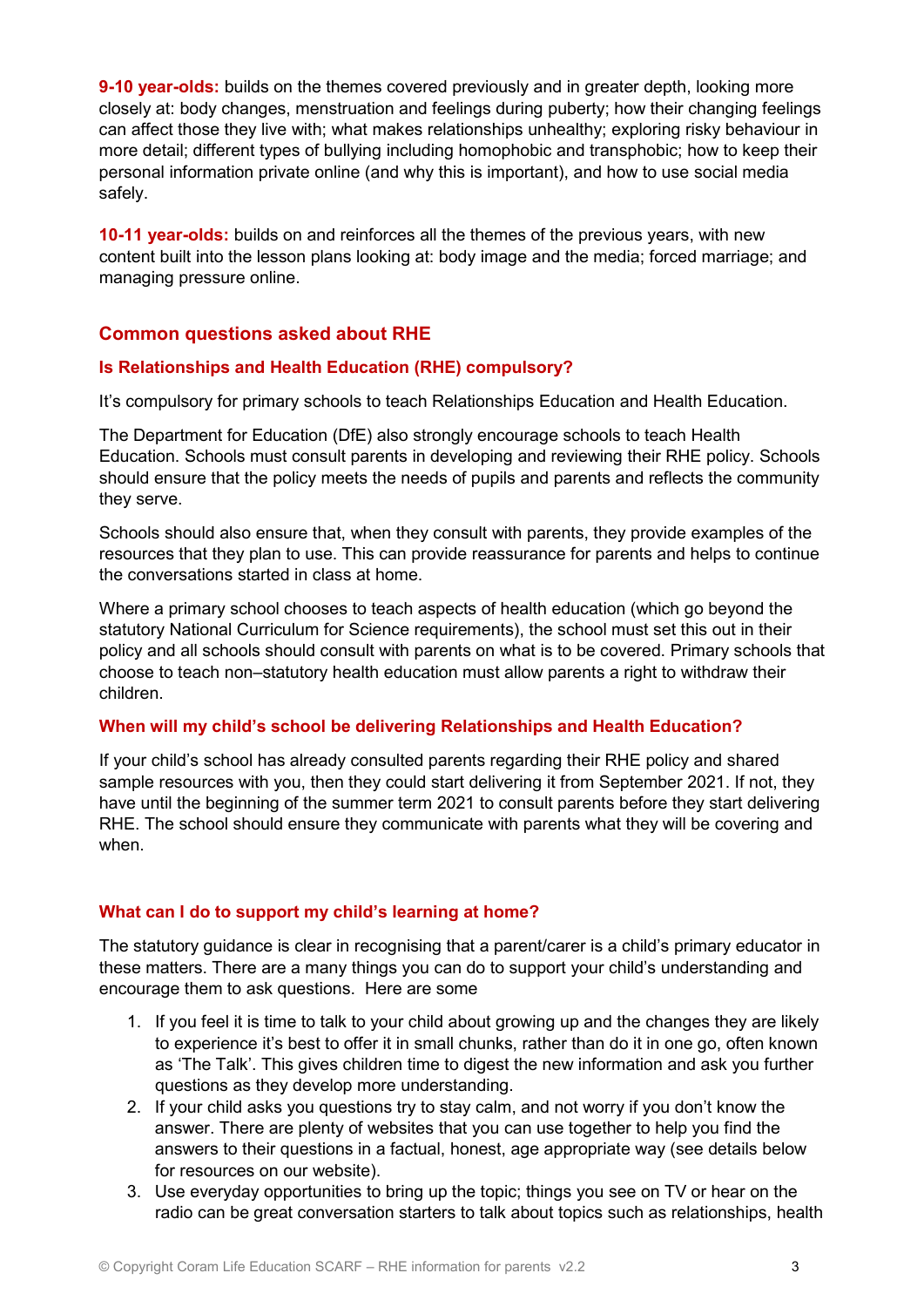**9-10 year-olds:** builds on the themes covered previously and in greater depth, looking more closely at: body changes, menstruation and feelings during puberty; how their changing feelings can affect those they live with; what makes relationships unhealthy; exploring risky behaviour in more detail; different types of bullying including homophobic and transphobic; how to keep their personal information private online (and why this is important), and how to use social media safely.

**10-11 year-olds:** builds on and reinforces all the themes of the previous years, with new content built into the lesson plans looking at: body image and the media; forced marriage; and managing pressure online.

## Common questions asked about RHE

### Is Relationships and Health Education (RHE) compulsory?

It's compulsory for primary schools to teach Relationships Education and Health Education.

The Department for Education (DfE) also strongly encourage schools to teach Health Education. Schools must consult parents in developing and reviewing their RHE policy. Schools should ensure that the policy meets the needs of pupils and parents and reflects the community they serve.

Schools should also ensure that, when they consult with parents, they provide examples of the resources that they plan to use. This can provide reassurance for parents and helps to continue the conversations started in class at home.

Where a primary school chooses to teach aspects of health education (which go beyond the statutory National Curriculum for Science requirements), the school must set this out in their policy and all schools should consult with parents on what is to be covered. Primary schools that choose to teach non–statutory health education must allow parents a right to withdraw their children.

### When will my child's school be delivering Relationships and Health Education?

If your child's school has already consulted parents regarding their RHE policy and shared sample resources with you, then they could start delivering it from September 2021. If not, they have until the beginning of the summer term 2021 to consult parents before they start delivering RHE. The school should ensure they communicate with parents what they will be covering and when.

### What can I do to support my child's learning at home?

The statutory guidance is clear in recognising that a parent/carer is a child's primary educator in these matters. There are a many things you can do to support your child's understanding and encourage them to ask questions. Here are some

1. If you feel it is time to talk to your child about growing up and the changes they are likely to experience it's best to offer it in small chunks, rather than do it in one go, often known as 'The Talk'. This gives children time to digest the new information and ask you further questions as they develop more understanding.
2. If your child asks you questions try to stay calm, and not worry if you don't know the answer. There are plenty of websites that you can use together to help you find the answers to their questions in a factual, honest, age appropriate way (see details below for resources on our website).
3. Use everyday opportunities to bring up the topic; things you see on TV or hear on the radio can be great conversation starters to talk about topics such as relationships, health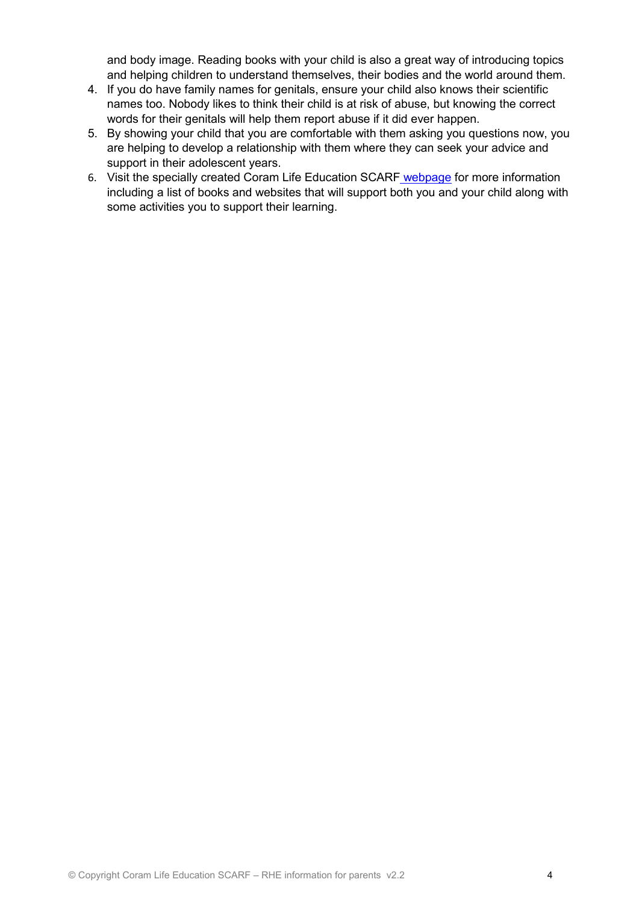and body image. Reading books with your child is also a great way of introducing topics and helping children to understand themselves, their bodies and the world around them.

4. If you do have family names for genitals, ensure your child also knows their scientific names too. Nobody likes to think their child is at risk of abuse, but knowing the correct words for their genitals will help them report abuse if it did ever happen.
5. By showing your child that you are comfortable with them asking you questions now, you are helping to develop a relationship with them where they can seek your advice and support in their adolescent years.
6. Visit the specially created Coram Life Education SCARF webpage for more information including a list of books and websites that will support both you and your child along with some activities you to support their learning.